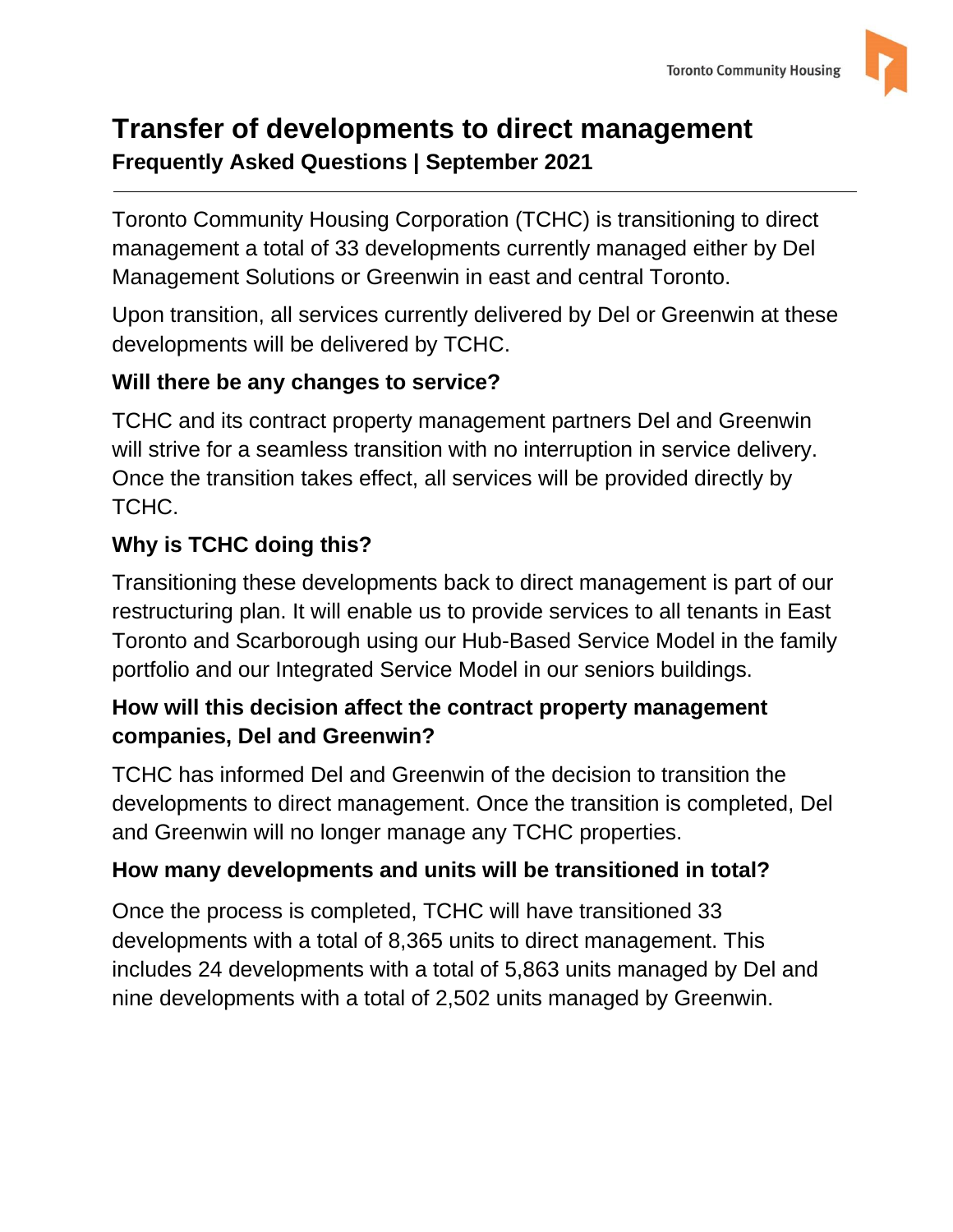# Transfer of developments to direct management

**Frequently Asked Questions | September 2021**

---

Toronto Community Housing Corporation (TCHC) is transitioning to direct management a total of 33 developments currently managed either by Del Management Solutions or Greenwin in east and central Toronto.

Upon transition, all services currently delivered by Del or Greenwin at these developments will be delivered by TCHC.

### Will there be any changes to service?

TCHC and its contract property management partners Del and Greenwin will strive for a seamless transition with no interruption in service delivery. Once the transition takes effect, all services will be provided directly by TCHC.

### Why is TCHC doing this?

Transitioning these developments back to direct management is part of our restructuring plan. It will enable us to provide services to all tenants in East Toronto and Scarborough using our Hub-Based Service Model in the family portfolio and our Integrated Service Model in our seniors buildings.

### How will this decision affect the contract property management companies, Del and Greenwin?

TCHC has informed Del and Greenwin of the decision to transition the developments to direct management. Once the transition is completed, Del and Greenwin will no longer manage any TCHC properties.

### How many developments and units will be transitioned in total?

Once the process is completed, TCHC will have transitioned 33 developments with a total of 8,365 units to direct management. This includes 24 developments with a total of 5,863 units managed by Del and nine developments with a total of 2,502 units managed by Greenwin.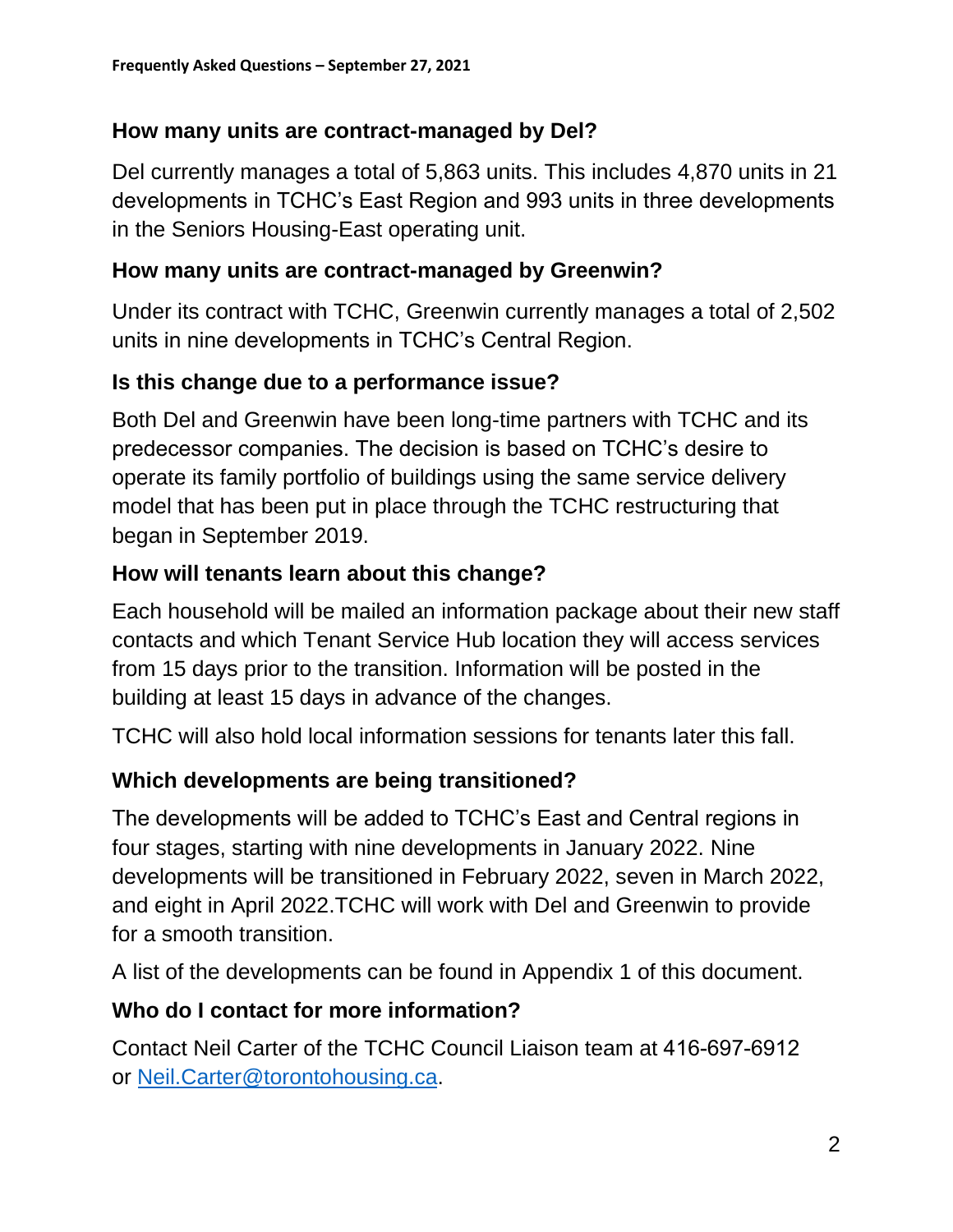### How many units are contract-managed by Del?

Del currently manages a total of 5,863 units. This includes 4,870 units in 21 developments in TCHC's East Region and 993 units in three developments in the Seniors Housing-East operating unit.

### How many units are contract-managed by Greenwin?

Under its contract with TCHC, Greenwin currently manages a total of 2,502 units in nine developments in TCHC's Central Region.

### Is this change due to a performance issue?

Both Del and Greenwin have been long-time partners with TCHC and its predecessor companies. The decision is based on TCHC's desire to operate its family portfolio of buildings using the same service delivery model that has been put in place through the TCHC restructuring that began in September 2019.

### How will tenants learn about this change?

Each household will be mailed an information package about their new staff contacts and which Tenant Service Hub location they will access services from 15 days prior to the transition. Information will be posted in the building at least 15 days in advance of the changes.

TCHC will also hold local information sessions for tenants later this fall.

### Which developments are being transitioned?

The developments will be added to TCHC's East and Central regions in four stages, starting with nine developments in January 2022. Nine developments will be transitioned in February 2022, seven in March 2022, and eight in April 2022.TCHC will work with Del and Greenwin to provide for a smooth transition.

A list of the developments can be found in Appendix 1 of this document.

### Who do I contact for more information?

Contact Neil Carter of the TCHC Council Liaison team at 416-697-6912 or [Neil.Carter@torontohousing.ca](mailto:Neil.Carter@torontohousing.ca).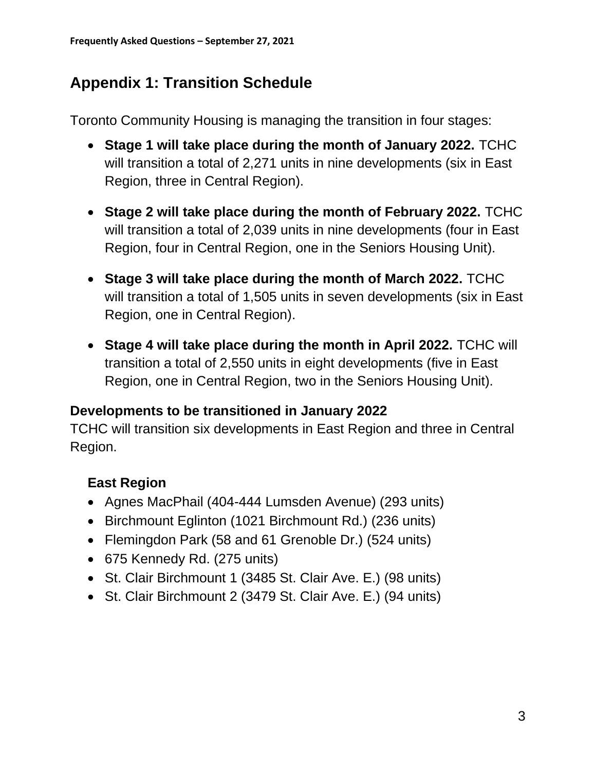## Appendix 1: Transition Schedule

Toronto Community Housing is managing the transition in four stages:

- **Stage 1 will take place during the month of January 2022.** TCHC will transition a total of 2,271 units in nine developments (six in East Region, three in Central Region).
- **Stage 2 will take place during the month of February 2022.** TCHC will transition a total of 2,039 units in nine developments (four in East Region, four in Central Region, one in the Seniors Housing Unit).
- **Stage 3 will take place during the month of March 2022.** TCHC will transition a total of 1,505 units in seven developments (six in East Region, one in Central Region).
- **Stage 4 will take place during the month in April 2022.** TCHC will transition a total of 2,550 units in eight developments (five in East Region, one in Central Region, two in the Seniors Housing Unit).

### Developments to be transitioned in January 2022

TCHC will transition six developments in East Region and three in Central Region.

#### East Region

- Agnes MacPhail (404-444 Lumsden Avenue) (293 units)
- Birchmount Eglinton (1021 Birchmount Rd.) (236 units)
- Flemingdon Park (58 and 61 Grenoble Dr.) (524 units)
- 675 Kennedy Rd. (275 units)
- St. Clair Birchmount 1 (3485 St. Clair Ave. E.) (98 units)
- St. Clair Birchmount 2 (3479 St. Clair Ave. E.) (94 units)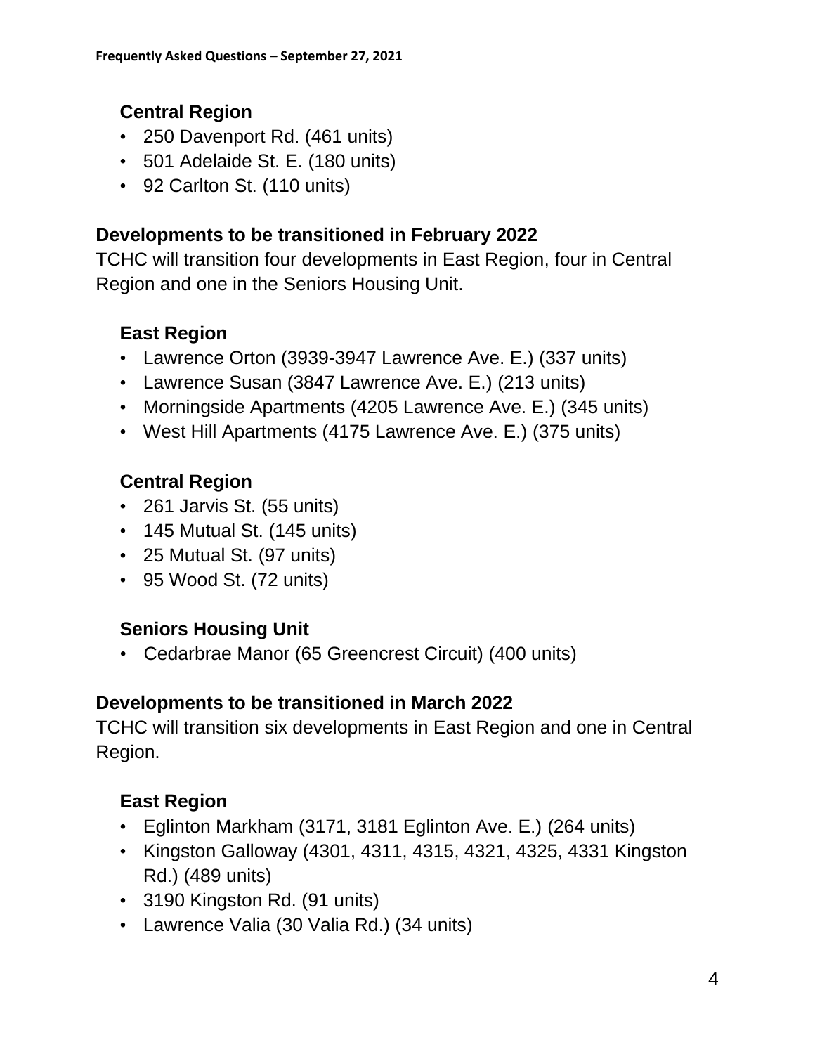### Central Region

- 250 Davenport Rd. (461 units)
- 501 Adelaide St. E. (180 units)
- 92 Carlton St. (110 units)

## Developments to be transitioned in February 2022

TCHC will transition four developments in East Region, four in Central Region and one in the Seniors Housing Unit.

### East Region

- Lawrence Orton (3939-3947 Lawrence Ave. E.) (337 units)
- Lawrence Susan (3847 Lawrence Ave. E.) (213 units)
- Morningside Apartments (4205 Lawrence Ave. E.) (345 units)
- West Hill Apartments (4175 Lawrence Ave. E.) (375 units)

### Central Region

- 261 Jarvis St. (55 units)
- 145 Mutual St. (145 units)
- 25 Mutual St. (97 units)
- 95 Wood St. (72 units)

### Seniors Housing Unit

- Cedarbrae Manor (65 Greencrest Circuit) (400 units)

## Developments to be transitioned in March 2022

TCHC will transition six developments in East Region and one in Central Region.

### East Region

- Eglinton Markham (3171, 3181 Eglinton Ave. E.) (264 units)
- Kingston Galloway (4301, 4311, 4315, 4321, 4325, 4331 Kingston Rd.) (489 units)
- 3190 Kingston Rd. (91 units)
- Lawrence Valia (30 Valia Rd.) (34 units)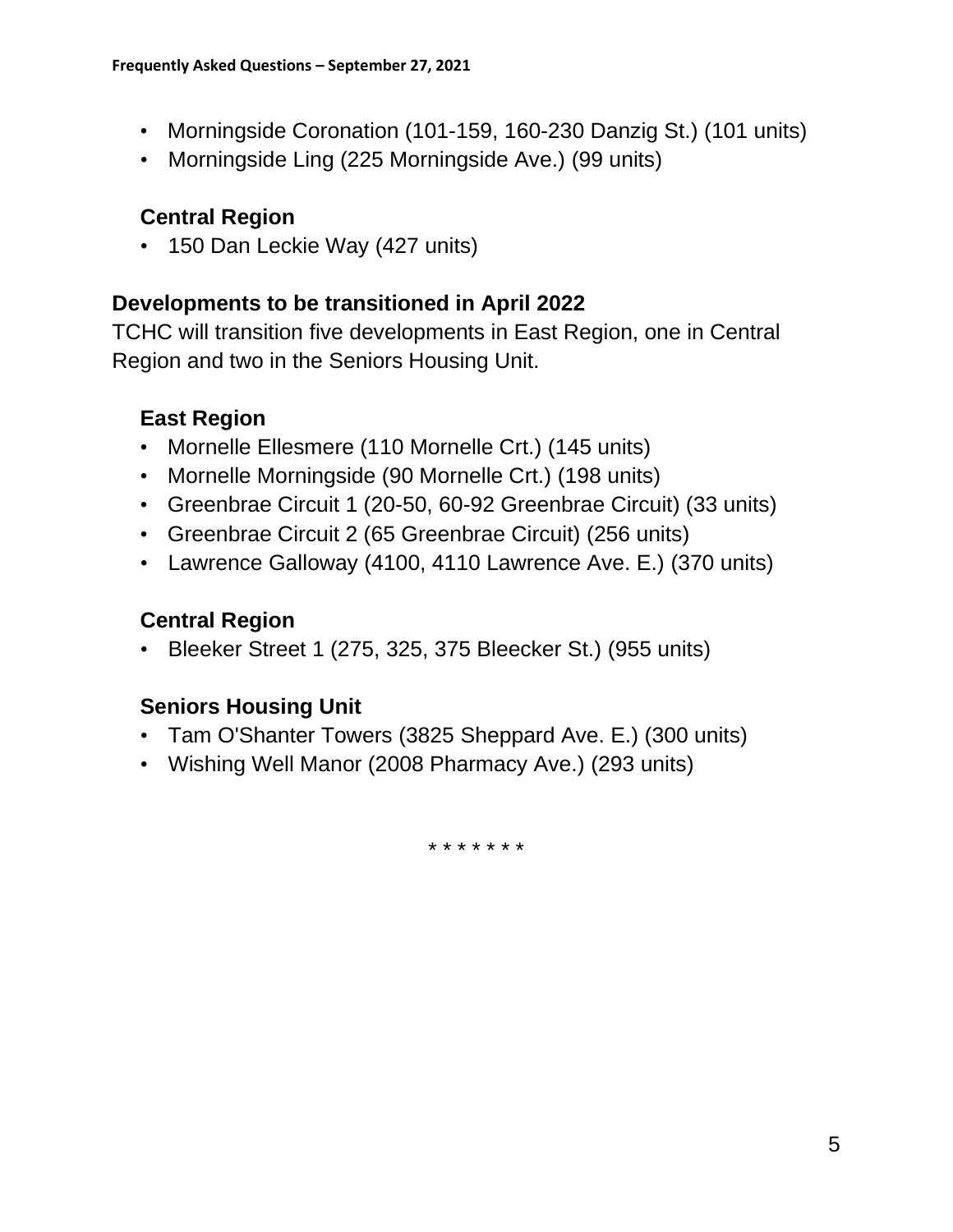- Morningside Coronation (101-159, 160-230 Danzig St.) (101 units)
- Morningside Ling (225 Morningside Ave.) (99 units)

### Central Region

- 150 Dan Leckie Way (427 units)

## Developments to be transitioned in April 2022

TCHC will transition five developments in East Region, one in Central Region and two in the Seniors Housing Unit.

### East Region

- Mornelle Ellesmere (110 Mornelle Crt.) (145 units)
- Mornelle Morningside (90 Mornelle Crt.) (198 units)
- Greenbrae Circuit 1 (20-50, 60-92 Greenbrae Circuit) (33 units)
- Greenbrae Circuit 2 (65 Greenbrae Circuit) (256 units)
- Lawrence Galloway (4100, 4110 Lawrence Ave. E.) (370 units)

### Central Region

- Bleeker Street 1 (275, 325, 375 Bleecker St.) (955 units)

### Seniors Housing Unit

- Tam O'Shanter Towers (3825 Sheppard Ave. E.) (300 units)
- Wishing Well Manor (2008 Pharmacy Ave.) (293 units)

* * * * * * *